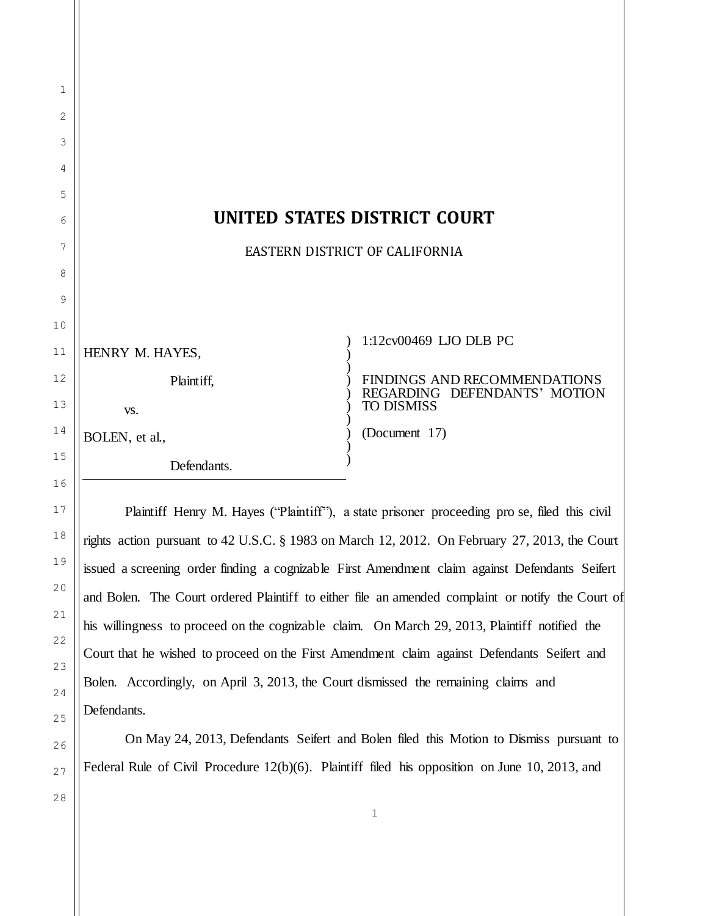# UNITED STATES DISTRICT COURT

EASTERN DISTRICT OF CALIFORNIA

| | |
|---|---|
| HENRY M. HAYES,<br><br>Plaintiff,<br><br>vs.<br><br>BOLEN, et al.,<br><br>Defendants. | 1:12cv00469 LJO DLB PC<br><br>FINDINGS AND RECOMMENDATIONS REGARDING DEFENDANTS' MOTION TO DISMISS<br><br>(Document 17) |

Plaintiff Henry M. Hayes ("Plaintiff"), a state prisoner proceeding pro se, filed this civil rights action pursuant to 42 U.S.C. § 1983 on March 12, 2012. On February 27, 2013, the Court issued a screening order finding a cognizable First Amendment claim against Defendants Seifert and Bolen. The Court ordered Plaintiff to either file an amended complaint or notify the Court of his willingness to proceed on the cognizable claim. On March 29, 2013, Plaintiff notified the Court that he wished to proceed on the First Amendment claim against Defendants Seifert and Bolen. Accordingly, on April 3, 2013, the Court dismissed the remaining claims and Defendants.

On May 24, 2013, Defendants Seifert and Bolen filed this Motion to Dismiss pursuant to Federal Rule of Civil Procedure 12(b)(6). Plaintiff filed his opposition on June 10, 2013, and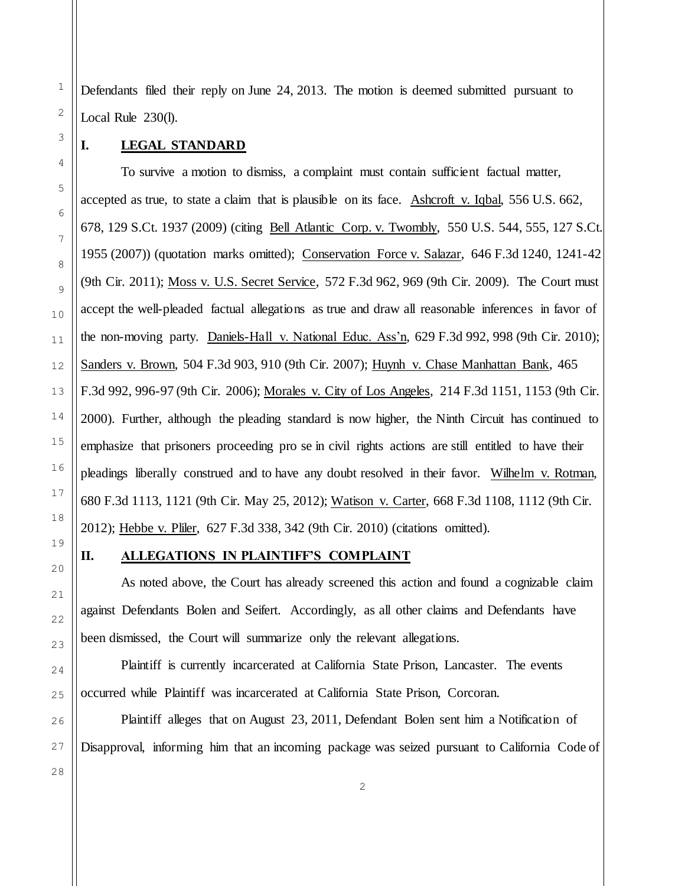Defendants filed their reply on June 24, 2013. The motion is deemed submitted pursuant to Local Rule 230(l).

## I. LEGAL STANDARD

To survive a motion to dismiss, a complaint must contain sufficient factual matter, accepted as true, to state a claim that is plausible on its face. Ashcroft v. Iqbal, 556 U.S. 662, 678, 129 S.Ct. 1937 (2009) (citing Bell Atlantic Corp. v. Twombly, 550 U.S. 544, 555, 127 S.Ct. 1955 (2007)) (quotation marks omitted); Conservation Force v. Salazar, 646 F.3d 1240, 1241-42 (9th Cir. 2011); Moss v. U.S. Secret Service, 572 F.3d 962, 969 (9th Cir. 2009). The Court must accept the well-pleaded factual allegations as true and draw all reasonable inferences in favor of the non-moving party. Daniels-Hall v. National Educ. Ass'n, 629 F.3d 992, 998 (9th Cir. 2010); Sanders v. Brown, 504 F.3d 903, 910 (9th Cir. 2007); Huynh v. Chase Manhattan Bank, 465 F.3d 992, 996-97 (9th Cir. 2006); Morales v. City of Los Angeles, 214 F.3d 1151, 1153 (9th Cir. 2000). Further, although the pleading standard is now higher, the Ninth Circuit has continued to emphasize that prisoners proceeding pro se in civil rights actions are still entitled to have their pleadings liberally construed and to have any doubt resolved in their favor. Wilhelm v. Rotman, 680 F.3d 1113, 1121 (9th Cir. May 25, 2012); Watison v. Carter, 668 F.3d 1108, 1112 (9th Cir. 2012); Hebbe v. Pliler, 627 F.3d 338, 342 (9th Cir. 2010) (citations omitted).

## II. ALLEGATIONS IN PLAINTIFF'S COMPLAINT

As noted above, the Court has already screened this action and found a cognizable claim against Defendants Bolen and Seifert. Accordingly, as all other claims and Defendants have been dismissed, the Court will summarize only the relevant allegations.

Plaintiff is currently incarcerated at California State Prison, Lancaster. The events occurred while Plaintiff was incarcerated at California State Prison, Corcoran.

Plaintiff alleges that on August 23, 2011, Defendant Bolen sent him a Notification of Disapproval, informing him that an incoming package was seized pursuant to California Code of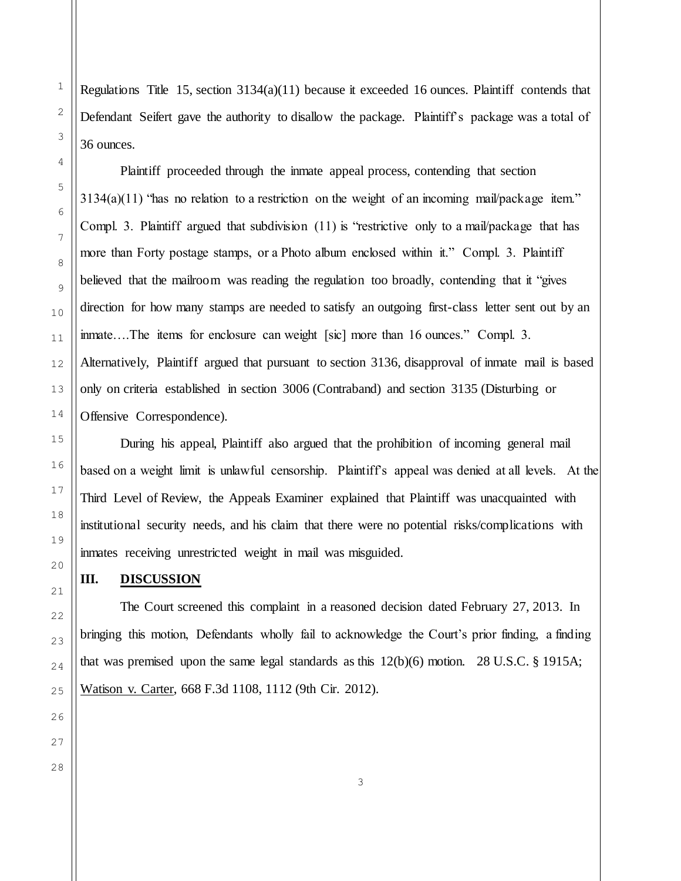Regulations Title 15, section 3134(a)(11) because it exceeded 16 ounces. Plaintiff contends that Defendant Seifert gave the authority to disallow the package. Plaintiff's package was a total of 36 ounces.

Plaintiff proceeded through the inmate appeal process, contending that section 3134(a)(11) "has no relation to a restriction on the weight of an incoming mail/package item." Compl. 3. Plaintiff argued that subdivision (11) is "restrictive only to a mail/package that has more than Forty postage stamps, or a Photo album enclosed within it." Compl. 3. Plaintiff believed that the mailroom was reading the regulation too broadly, contending that it "gives direction for how many stamps are needed to satisfy an outgoing first-class letter sent out by an inmate….The items for enclosure can weight [sic] more than 16 ounces." Compl. 3. Alternatively, Plaintiff argued that pursuant to section 3136, disapproval of inmate mail is based only on criteria established in section 3006 (Contraband) and section 3135 (Disturbing or Offensive Correspondence).

During his appeal, Plaintiff also argued that the prohibition of incoming general mail based on a weight limit is unlawful censorship. Plaintiff's appeal was denied at all levels. At the Third Level of Review, the Appeals Examiner explained that Plaintiff was unacquainted with institutional security needs, and his claim that there were no potential risks/complications with inmates receiving unrestricted weight in mail was misguided.

## III. DISCUSSION

The Court screened this complaint in a reasoned decision dated February 27, 2013. In bringing this motion, Defendants wholly fail to acknowledge the Court's prior finding, a finding that was premised upon the same legal standards as this 12(b)(6) motion. 28 U.S.C. § 1915A; Watison v. Carter, 668 F.3d 1108, 1112 (9th Cir. 2012).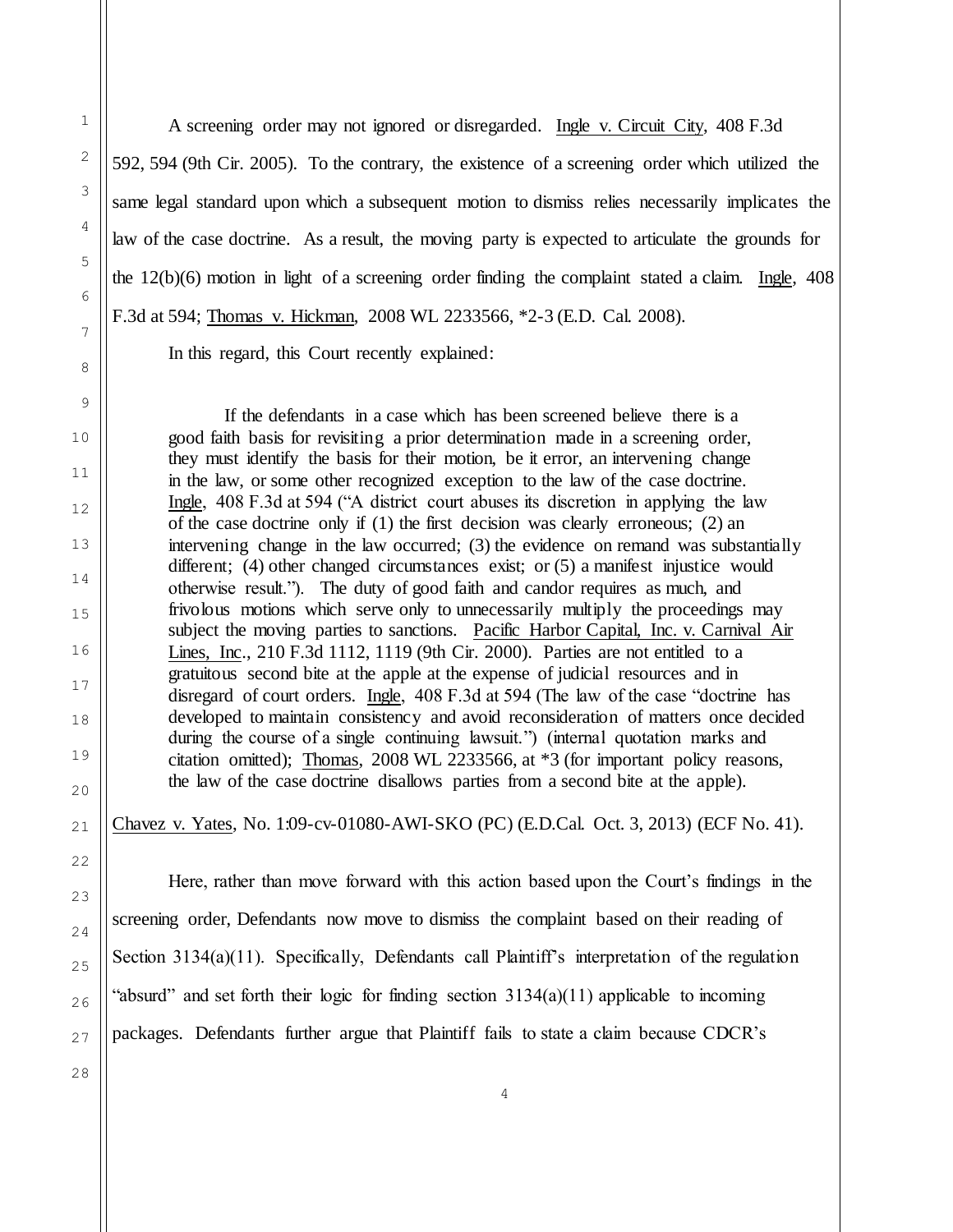A screening order may not ignored or disregarded. Ingle v. Circuit City, 408 F.3d 592, 594 (9th Cir. 2005). To the contrary, the existence of a screening order which utilized the same legal standard upon which a subsequent motion to dismiss relies necessarily implicates the law of the case doctrine. As a result, the moving party is expected to articulate the grounds for the 12(b)(6) motion in light of a screening order finding the complaint stated a claim. Ingle, 408 F.3d at 594; Thomas v. Hickman, 2008 WL 2233566, *2-3 (E.D. Cal. 2008).

In this regard, this Court recently explained:

> If the defendants in a case which has been screened believe there is a good faith basis for revisiting a prior determination made in a screening order, they must identify the basis for their motion, be it error, an intervening change in the law, or some other recognized exception to the law of the case doctrine. Ingle, 408 F.3d at 594 ("A district court abuses its discretion in applying the law of the case doctrine only if (1) the first decision was clearly erroneous; (2) an intervening change in the law occurred; (3) the evidence on remand was substantially different; (4) other changed circumstances exist; or (5) a manifest injustice would otherwise result."). The duty of good faith and candor requires as much, and frivolous motions which serve only to unnecessarily multiply the proceedings may subject the moving parties to sanctions. Pacific Harbor Capital, Inc. v. Carnival Air Lines, Inc., 210 F.3d 1112, 1119 (9th Cir. 2000). Parties are not entitled to a gratuitous second bite at the apple at the expense of judicial resources and in disregard of court orders. Ingle, 408 F.3d at 594 (The law of the case "doctrine has developed to maintain consistency and avoid reconsideration of matters once decided during the course of a single continuing lawsuit.") (internal quotation marks and citation omitted); Thomas, 2008 WL 2233566, at *3 (for important policy reasons, the law of the case doctrine disallows parties from a second bite at the apple).

Chavez v. Yates, No. 1:09-cv-01080-AWI-SKO (PC) (E.D.Cal. Oct. 3, 2013) (ECF No. 41).

Here, rather than move forward with this action based upon the Court's findings in the screening order, Defendants now move to dismiss the complaint based on their reading of Section 3134(a)(11). Specifically, Defendants call Plaintiff's interpretation of the regulation "absurd" and set forth their logic for finding section 3134(a)(11) applicable to incoming packages. Defendants further argue that Plaintiff fails to state a claim because CDCR's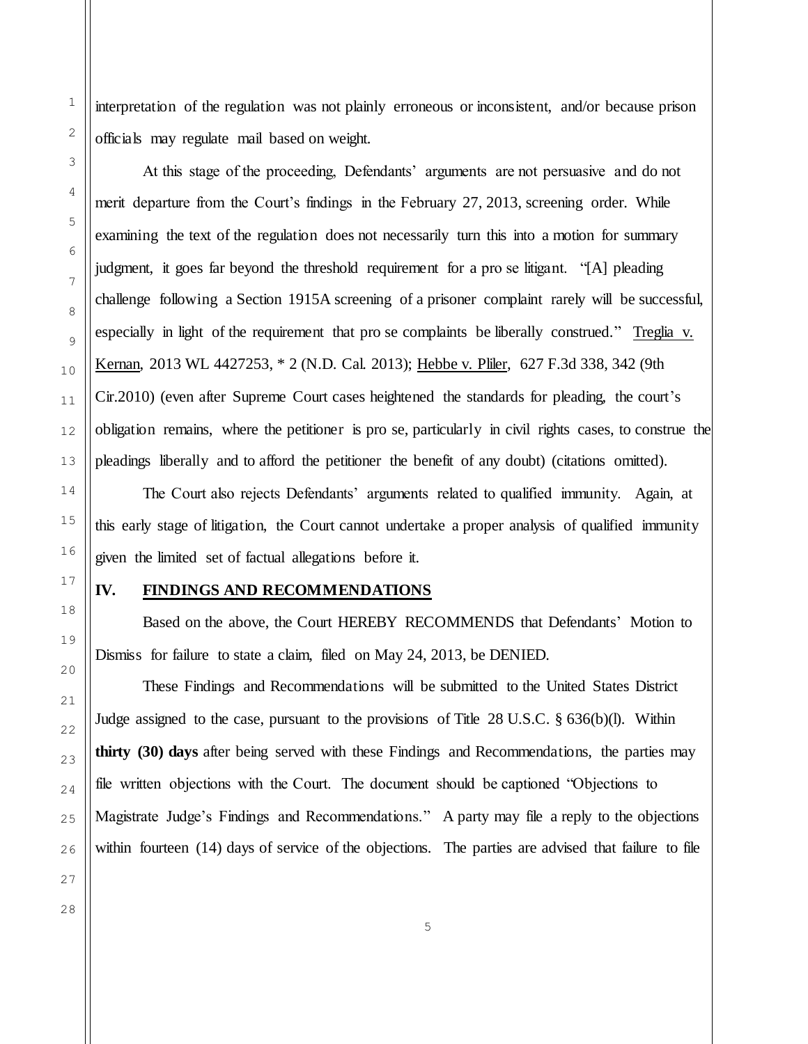interpretation of the regulation was not plainly erroneous or inconsistent, and/or because prison officials may regulate mail based on weight.

At this stage of the proceeding, Defendants' arguments are not persuasive and do not merit departure from the Court's findings in the February 27, 2013, screening order. While examining the text of the regulation does not necessarily turn this into a motion for summary judgment, it goes far beyond the threshold requirement for a pro se litigant. "[A] pleading challenge following a Section 1915A screening of a prisoner complaint rarely will be successful, especially in light of the requirement that pro se complaints be liberally construed." Treglia v. Kernan, 2013 WL 4427253, * 2 (N.D. Cal. 2013); Hebbe v. Pliler, 627 F.3d 338, 342 (9th Cir.2010) (even after Supreme Court cases heightened the standards for pleading, the court's obligation remains, where the petitioner is pro se, particularly in civil rights cases, to construe the pleadings liberally and to afford the petitioner the benefit of any doubt) (citations omitted).

The Court also rejects Defendants' arguments related to qualified immunity. Again, at this early stage of litigation, the Court cannot undertake a proper analysis of qualified immunity given the limited set of factual allegations before it.

## IV. FINDINGS AND RECOMMENDATIONS

Based on the above, the Court HEREBY RECOMMENDS that Defendants' Motion to Dismiss for failure to state a claim, filed on May 24, 2013, be DENIED.

These Findings and Recommendations will be submitted to the United States District Judge assigned to the case, pursuant to the provisions of Title 28 U.S.C. § 636(b)(l). Within **thirty (30) days** after being served with these Findings and Recommendations, the parties may file written objections with the Court. The document should be captioned "Objections to Magistrate Judge's Findings and Recommendations." A party may file a reply to the objections within fourteen (14) days of service of the objections. The parties are advised that failure to file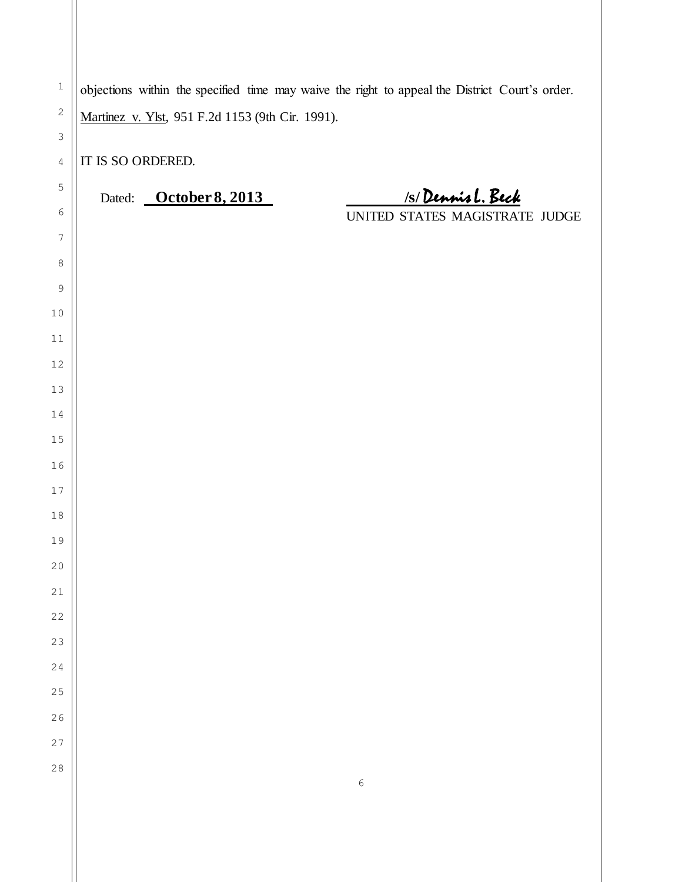objections within the specified time may waive the right to appeal the District Court's order. Martinez v. Ylst, 951 F.2d 1153 (9th Cir. 1991).

IT IS SO ORDERED.

Dated: **October 8, 2013**

/s/ Dennis L. Beck
UNITED STATES MAGISTRATE JUDGE